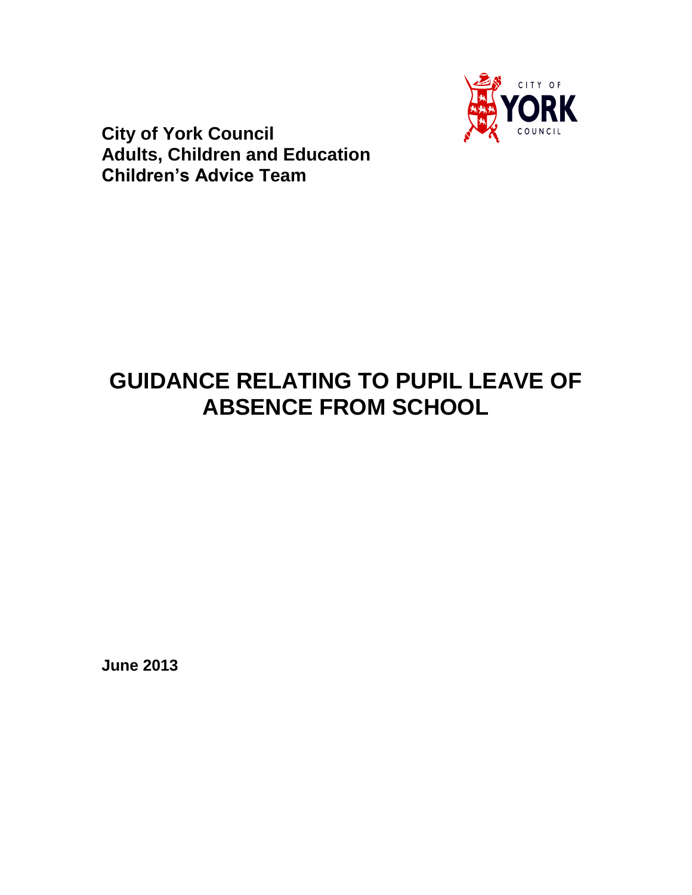**City of York Council**
**Adults, Children and Education**
**Children's Advice Team**

# GUIDANCE RELATING TO PUPIL LEAVE OF ABSENCE FROM SCHOOL

**June 2013**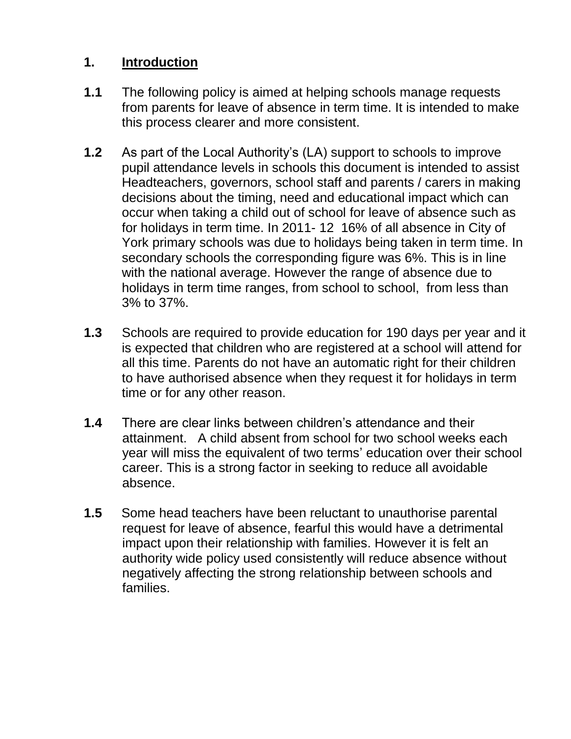## 1. Introduction

**1.1** The following policy is aimed at helping schools manage requests from parents for leave of absence in term time. It is intended to make this process clearer and more consistent.

**1.2** As part of the Local Authority's (LA) support to schools to improve pupil attendance levels in schools this document is intended to assist Headteachers, governors, school staff and parents / carers in making decisions about the timing, need and educational impact which can occur when taking a child out of school for leave of absence such as for holidays in term time. In 2011- 12 16% of all absence in City of York primary schools was due to holidays being taken in term time. In secondary schools the corresponding figure was 6%. This is in line with the national average. However the range of absence due to holidays in term time ranges, from school to school, from less than 3% to 37%.

**1.3** Schools are required to provide education for 190 days per year and it is expected that children who are registered at a school will attend for all this time. Parents do not have an automatic right for their children to have authorised absence when they request it for holidays in term time or for any other reason.

**1.4** There are clear links between children's attendance and their attainment. A child absent from school for two school weeks each year will miss the equivalent of two terms' education over their school career. This is a strong factor in seeking to reduce all avoidable absence.

**1.5** Some head teachers have been reluctant to unauthorise parental request for leave of absence, fearful this would have a detrimental impact upon their relationship with families. However it is felt an authority wide policy used consistently will reduce absence without negatively affecting the strong relationship between schools and families.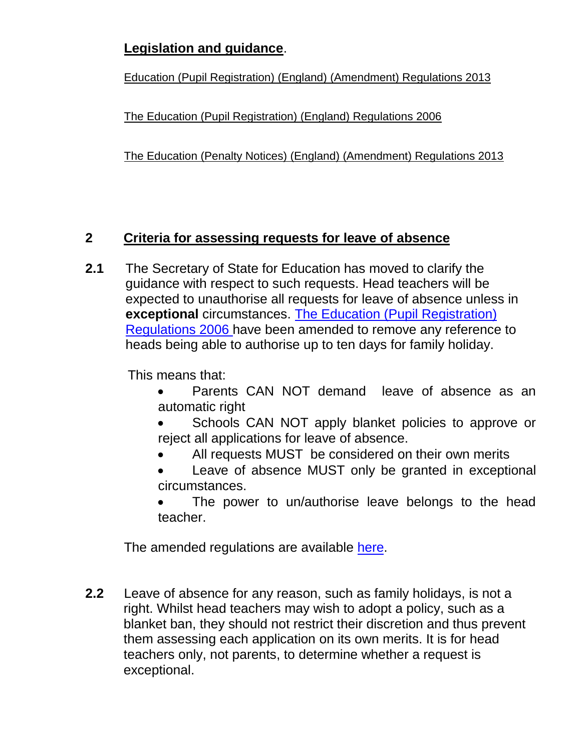## Legislation and guidance.

Education (Pupil Registration) (England) (Amendment) Regulations 2013

The Education (Pupil Registration) (England) Regulations 2006

The Education (Penalty Notices) (England) (Amendment) Regulations 2013

## 2 Criteria for assessing requests for leave of absence

**2.1** The Secretary of State for Education has moved to clarify the guidance with respect to such requests. Head teachers will be expected to unauthorise all requests for leave of absence unless in **exceptional** circumstances. The Education (Pupil Registration) Regulations 2006 have been amended to remove any reference to heads being able to authorise up to ten days for family holiday.

This means that:

- Parents CAN NOT demand leave of absence as an automatic right
- Schools CAN NOT apply blanket policies to approve or reject all applications for leave of absence.
- All requests MUST be considered on their own merits
- Leave of absence MUST only be granted in exceptional circumstances.
- The power to un/authorise leave belongs to the head teacher.

The amended regulations are available here.

**2.2** Leave of absence for any reason, such as family holidays, is not a right. Whilst head teachers may wish to adopt a policy, such as a blanket ban, they should not restrict their discretion and thus prevent them assessing each application on its own merits. It is for head teachers only, not parents, to determine whether a request is exceptional.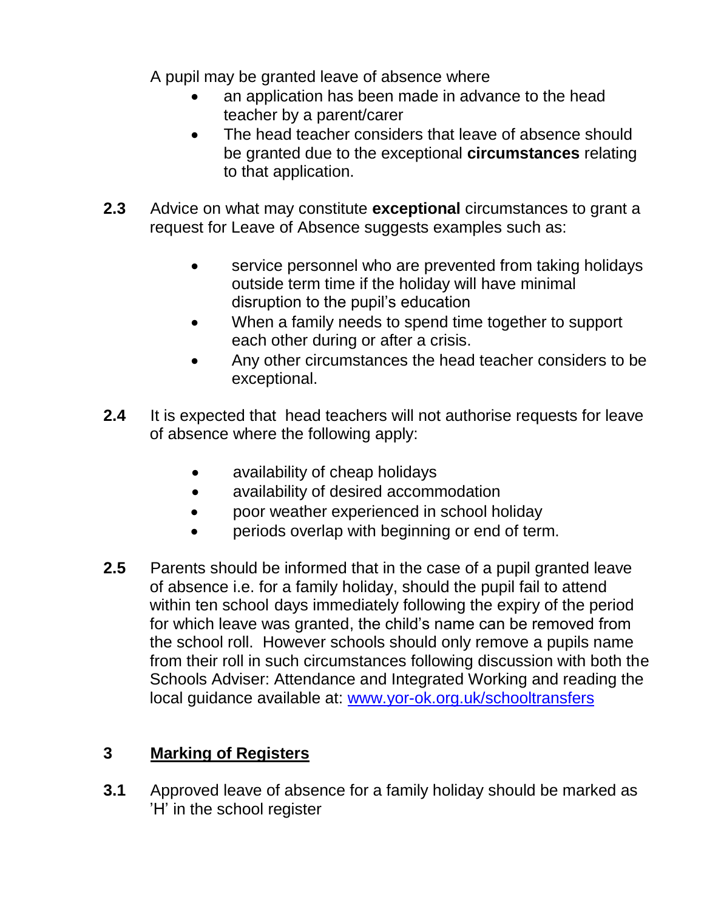A pupil may be granted leave of absence where

- an application has been made in advance to the head teacher by a parent/carer
- The head teacher considers that leave of absence should be granted due to the exceptional **circumstances** relating to that application.

**2.3** Advice on what may constitute **exceptional** circumstances to grant a request for Leave of Absence suggests examples such as:

- service personnel who are prevented from taking holidays outside term time if the holiday will have minimal disruption to the pupil's education
- When a family needs to spend time together to support each other during or after a crisis.
- Any other circumstances the head teacher considers to be exceptional.

**2.4** It is expected that head teachers will not authorise requests for leave of absence where the following apply:

- availability of cheap holidays
- availability of desired accommodation
- poor weather experienced in school holiday
- periods overlap with beginning or end of term.

**2.5** Parents should be informed that in the case of a pupil granted leave of absence i.e. for a family holiday, should the pupil fail to attend within ten school days immediately following the expiry of the period for which leave was granted, the child's name can be removed from the school roll. However schools should only remove a pupils name from their roll in such circumstances following discussion with both the Schools Adviser: Attendance and Integrated Working and reading the local guidance available at: [www.yor-ok.org.uk/schooltransfers](http://www.yor-ok.org.uk/schooltransfers)

## 3 Marking of Registers

**3.1** Approved leave of absence for a family holiday should be marked as 'H' in the school register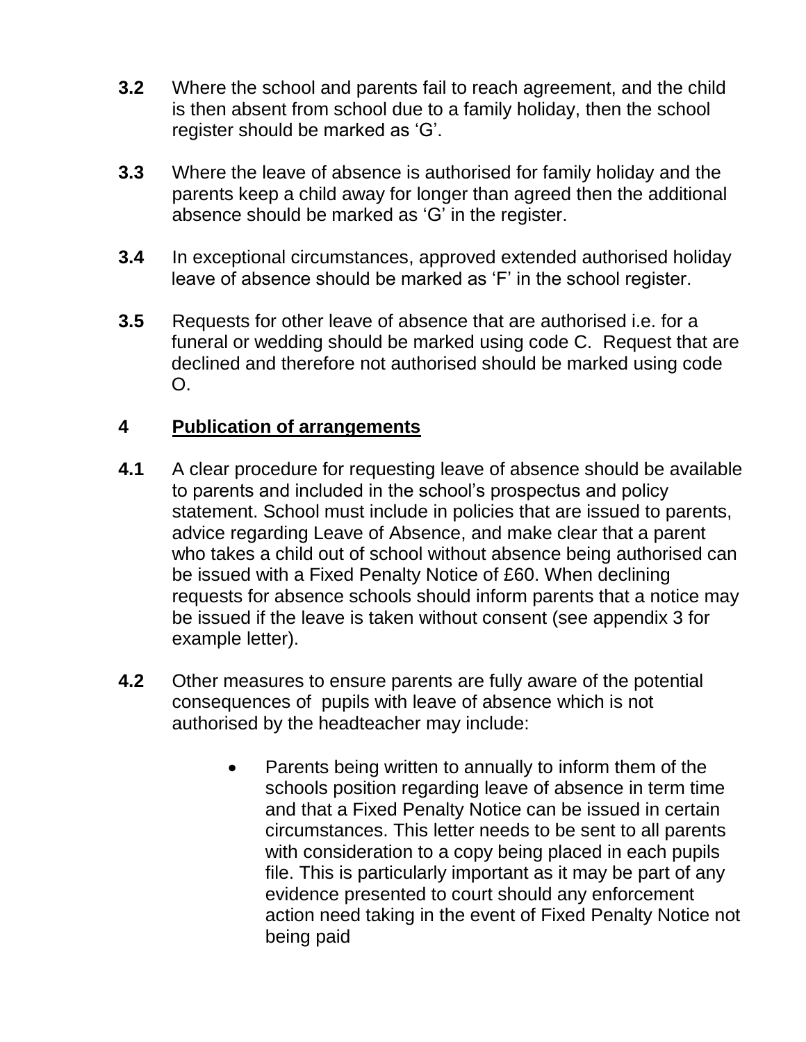**3.2** Where the school and parents fail to reach agreement, and the child is then absent from school due to a family holiday, then the school register should be marked as 'G'.

**3.3** Where the leave of absence is authorised for family holiday and the parents keep a child away for longer than agreed then the additional absence should be marked as 'G' in the register.

**3.4** In exceptional circumstances, approved extended authorised holiday leave of absence should be marked as 'F' in the school register.

**3.5** Requests for other leave of absence that are authorised i.e. for a funeral or wedding should be marked using code C. Request that are declined and therefore not authorised should be marked using code O.

## 4 <u>Publication of arrangements</u>

**4.1** A clear procedure for requesting leave of absence should be available to parents and included in the school's prospectus and policy statement. School must include in policies that are issued to parents, advice regarding Leave of Absence, and make clear that a parent who takes a child out of school without absence being authorised can be issued with a Fixed Penalty Notice of £60. When declining requests for absence schools should inform parents that a notice may be issued if the leave is taken without consent (see appendix 3 for example letter).

**4.2** Other measures to ensure parents are fully aware of the potential consequences of pupils with leave of absence which is not authorised by the headteacher may include:

- Parents being written to annually to inform them of the schools position regarding leave of absence in term time and that a Fixed Penalty Notice can be issued in certain circumstances. This letter needs to be sent to all parents with consideration to a copy being placed in each pupils file. This is particularly important as it may be part of any evidence presented to court should any enforcement action need taking in the event of Fixed Penalty Notice not being paid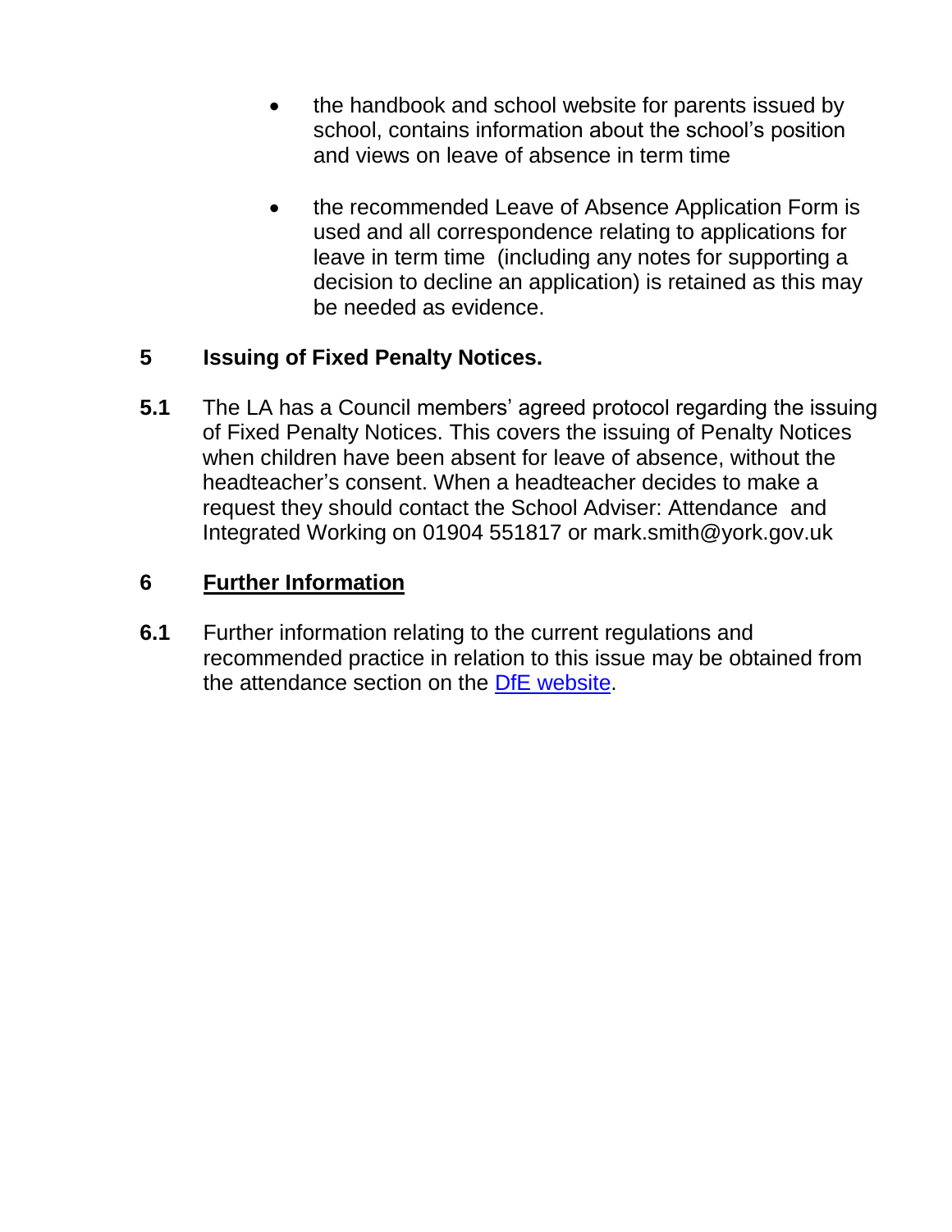- the handbook and school website for parents issued by school, contains information about the school's position and views on leave of absence in term time

- the recommended Leave of Absence Application Form is used and all correspondence relating to applications for leave in term time (including any notes for supporting a decision to decline an application) is retained as this may be needed as evidence.

## 5 Issuing of Fixed Penalty Notices.

**5.1** The LA has a Council members' agreed protocol regarding the issuing of Fixed Penalty Notices. This covers the issuing of Penalty Notices when children have been absent for leave of absence, without the headteacher's consent. When a headteacher decides to make a request they should contact the School Adviser: Attendance and Integrated Working on 01904 551817 or mark.smith@york.gov.uk

## 6 Further Information

**6.1** Further information relating to the current regulations and recommended practice in relation to this issue may be obtained from the attendance section on the DfE website.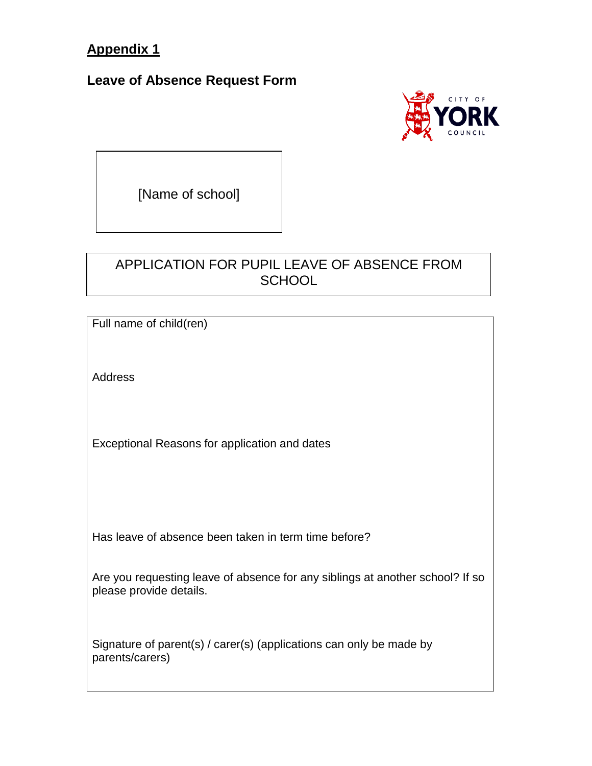**Appendix 1**

## Leave of Absence Request Form

[Name of school]

APPLICATION FOR PUPIL LEAVE OF ABSENCE FROM SCHOOL

Full name of child(ren)

Address

Exceptional Reasons for application and dates

Has leave of absence been taken in term time before?

Are you requesting leave of absence for any siblings at another school? If so please provide details.

Signature of parent(s) / carer(s) (applications can only be made by parents/carers)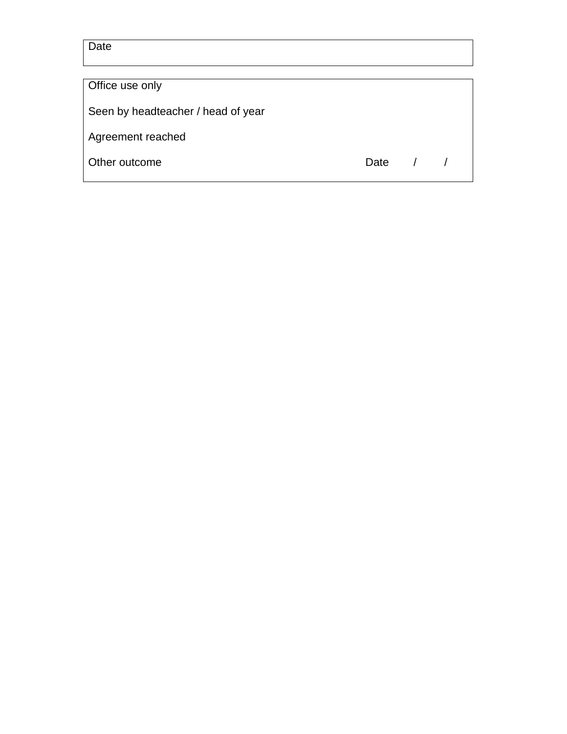| Date |
|---|

| Office use only |
|---|
| Seen by headteacher / head of year |
| Agreement reached |
| Other outcome Date / / |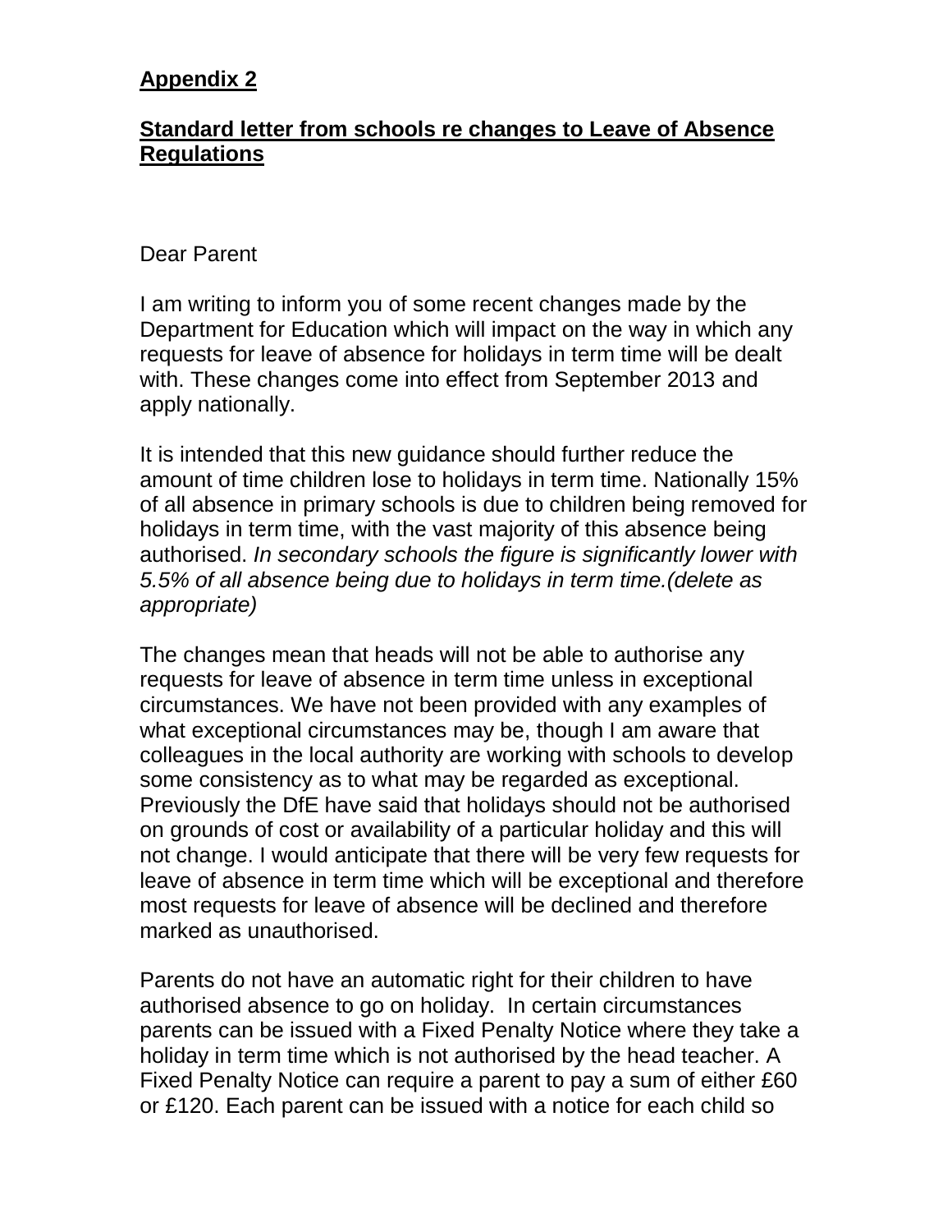**Appendix 2**

**Standard letter from schools re changes to Leave of Absence Regulations**

Dear Parent

I am writing to inform you of some recent changes made by the Department for Education which will impact on the way in which any requests for leave of absence for holidays in term time will be dealt with. These changes come into effect from September 2013 and apply nationally.

It is intended that this new guidance should further reduce the amount of time children lose to holidays in term time. Nationally 15% of all absence in primary schools is due to children being removed for holidays in term time, with the vast majority of this absence being authorised. *In secondary schools the figure is significantly lower with 5.5% of all absence being due to holidays in term time.(delete as appropriate)*

The changes mean that heads will not be able to authorise any requests for leave of absence in term time unless in exceptional circumstances. We have not been provided with any examples of what exceptional circumstances may be, though I am aware that colleagues in the local authority are working with schools to develop some consistency as to what may be regarded as exceptional. Previously the DfE have said that holidays should not be authorised on grounds of cost or availability of a particular holiday and this will not change. I would anticipate that there will be very few requests for leave of absence in term time which will be exceptional and therefore most requests for leave of absence will be declined and therefore marked as unauthorised.

Parents do not have an automatic right for their children to have authorised absence to go on holiday. In certain circumstances parents can be issued with a Fixed Penalty Notice where they take a holiday in term time which is not authorised by the head teacher. A Fixed Penalty Notice can require a parent to pay a sum of either £60 or £120. Each parent can be issued with a notice for each child so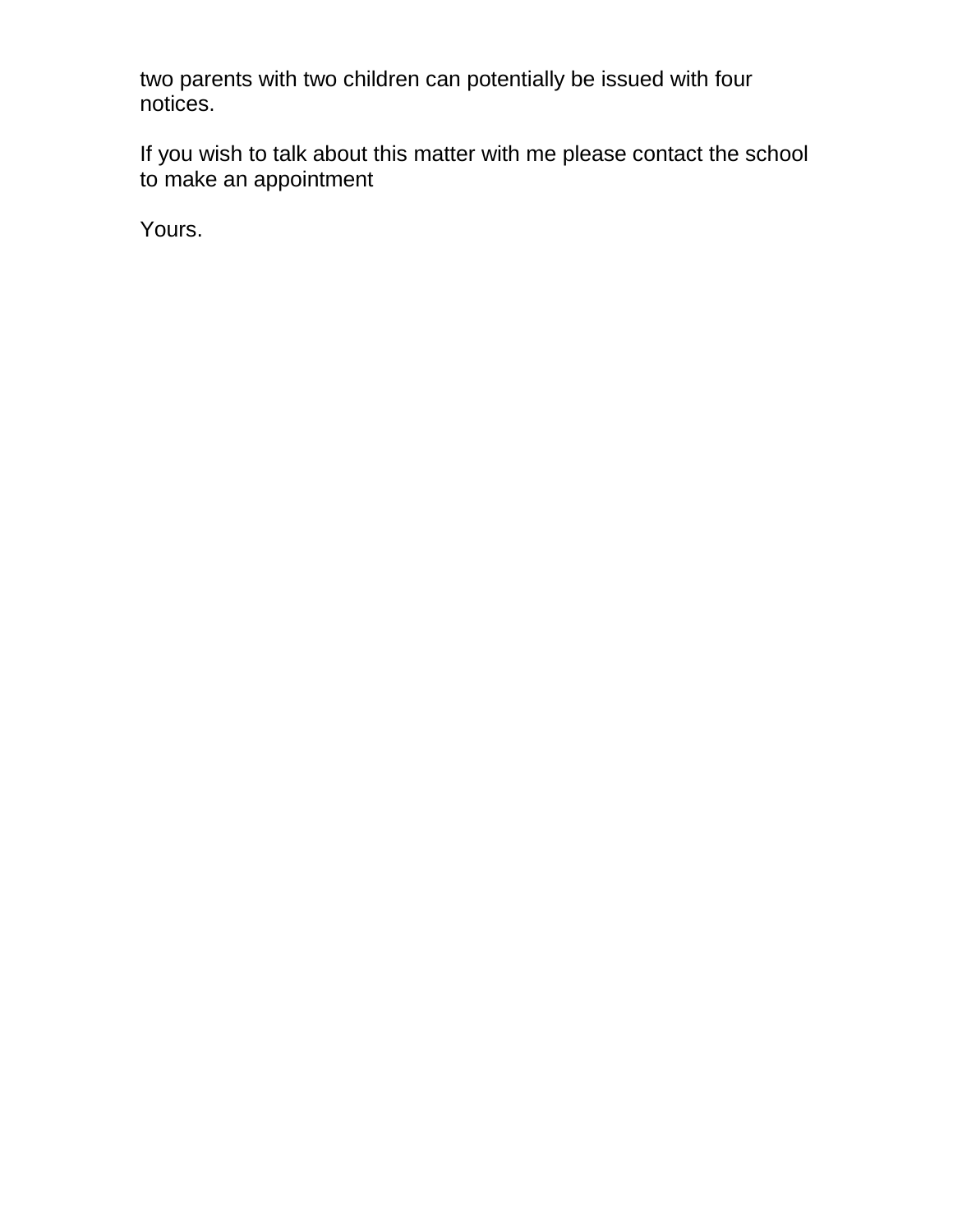two parents with two children can potentially be issued with four notices.

If you wish to talk about this matter with me please contact the school to make an appointment

Yours.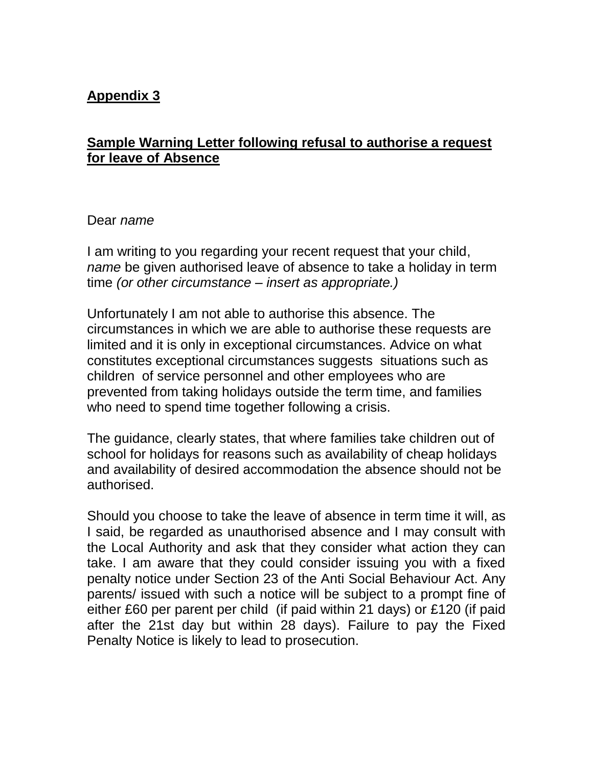**Appendix 3**

**Sample Warning Letter following refusal to authorise a request for leave of Absence**

Dear *name*

I am writing to you regarding your recent request that your child, *name* be given authorised leave of absence to take a holiday in term time *(or other circumstance – insert as appropriate.)*

Unfortunately I am not able to authorise this absence. The circumstances in which we are able to authorise these requests are limited and it is only in exceptional circumstances. Advice on what constitutes exceptional circumstances suggests situations such as children of service personnel and other employees who are prevented from taking holidays outside the term time, and families who need to spend time together following a crisis.

The guidance, clearly states, that where families take children out of school for holidays for reasons such as availability of cheap holidays and availability of desired accommodation the absence should not be authorised.

Should you choose to take the leave of absence in term time it will, as I said, be regarded as unauthorised absence and I may consult with the Local Authority and ask that they consider what action they can take. I am aware that they could consider issuing you with a fixed penalty notice under Section 23 of the Anti Social Behaviour Act. Any parents/ issued with such a notice will be subject to a prompt fine of either £60 per parent per child (if paid within 21 days) or £120 (if paid after the 21st day but within 28 days). Failure to pay the Fixed Penalty Notice is likely to lead to prosecution.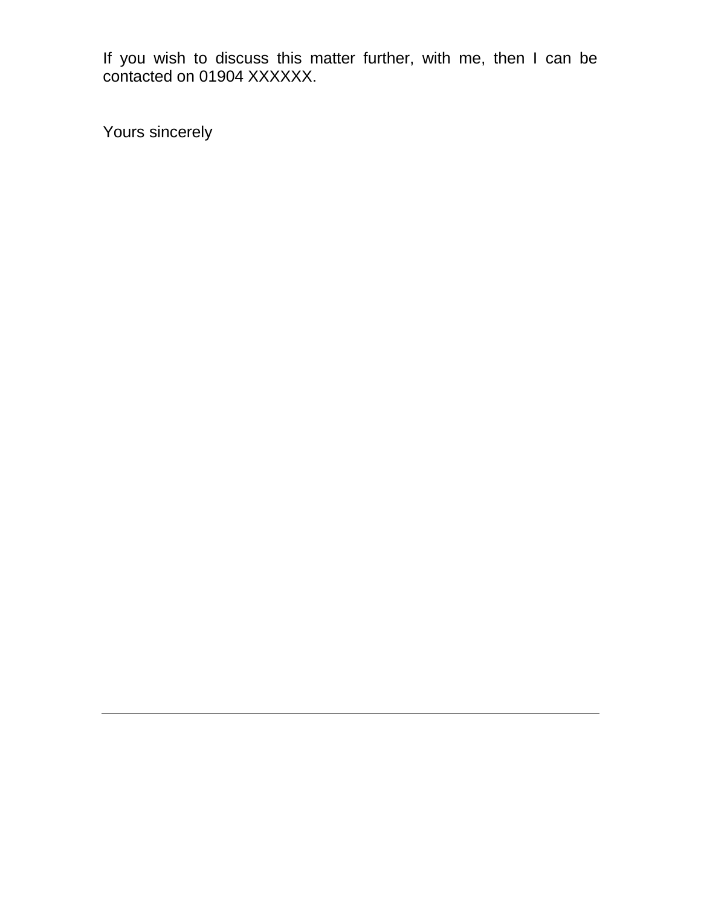If you wish to discuss this matter further, with me, then I can be contacted on 01904 XXXXXX.

Yours sincerely